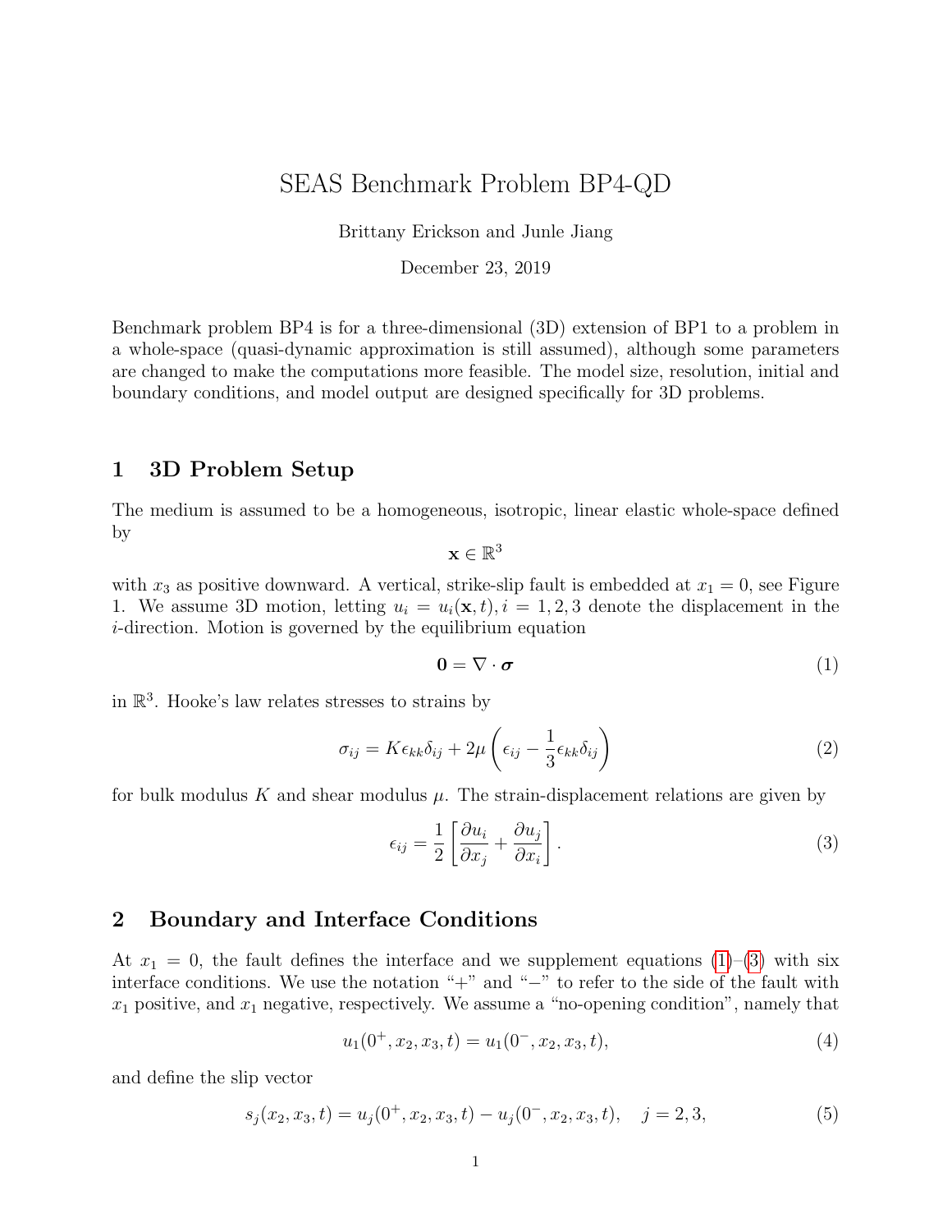# SEAS Benchmark Problem BP4-QD

Brittany Erickson and Junle Jiang

December 23, 2019

Benchmark problem BP4 is for a three-dimensional (3D) extension of BP1 to a problem in a whole-space (quasi-dynamic approximation is still assumed), although some parameters are changed to make the computations more feasible. The model size, resolution, initial and boundary conditions, and model output are designed specifically for 3D problems.

## 1 3D Problem Setup

The medium is assumed to be a homogeneous, isotropic, linear elastic whole-space defined by

$$\mathbf{x} \in \mathbb{R}^3$$

with $x_3$ as positive downward. A vertical, strike-slip fault is embedded at $x_1 = 0$, see Figure 1. We assume 3D motion, letting $u_i = u_i(\mathbf{x}, t), i = 1, 2, 3$ denote the displacement in the $i$-direction. Motion is governed by the equilibrium equation

$$\mathbf{0} = \nabla \cdot \boldsymbol{\sigma} \tag{1}$$

in $\mathbb{R}^3$. Hooke's law relates stresses to strains by

$$\sigma_{ij} = K\epsilon_{kk}\delta_{ij} + 2\mu\left(\epsilon_{ij} - \frac{1}{3}\epsilon_{kk}\delta_{ij}\right) \tag{2}$$

for bulk modulus $K$ and shear modulus $\mu$. The strain-displacement relations are given by

$$\epsilon_{ij} = \frac{1}{2}\left[\frac{\partial u_i}{\partial x_j} + \frac{\partial u_j}{\partial x_i}\right]. \tag{3}$$

## 2 Boundary and Interface Conditions

At $x_1 = 0$, the fault defines the interface and we supplement equations (1)–(3) with six interface conditions. We use the notation "+" and "−" to refer to the side of the fault with $x_1$ positive, and $x_1$ negative, respectively. We assume a "no-opening condition", namely that

$$u_1(0^+, x_2, x_3, t) = u_1(0^-, x_2, x_3, t), \tag{4}$$

and define the slip vector

$$s_j(x_2, x_3, t) = u_j(0^+, x_2, x_3, t) - u_j(0^-, x_2, x_3, t), \quad j = 2, 3, \tag{5}$$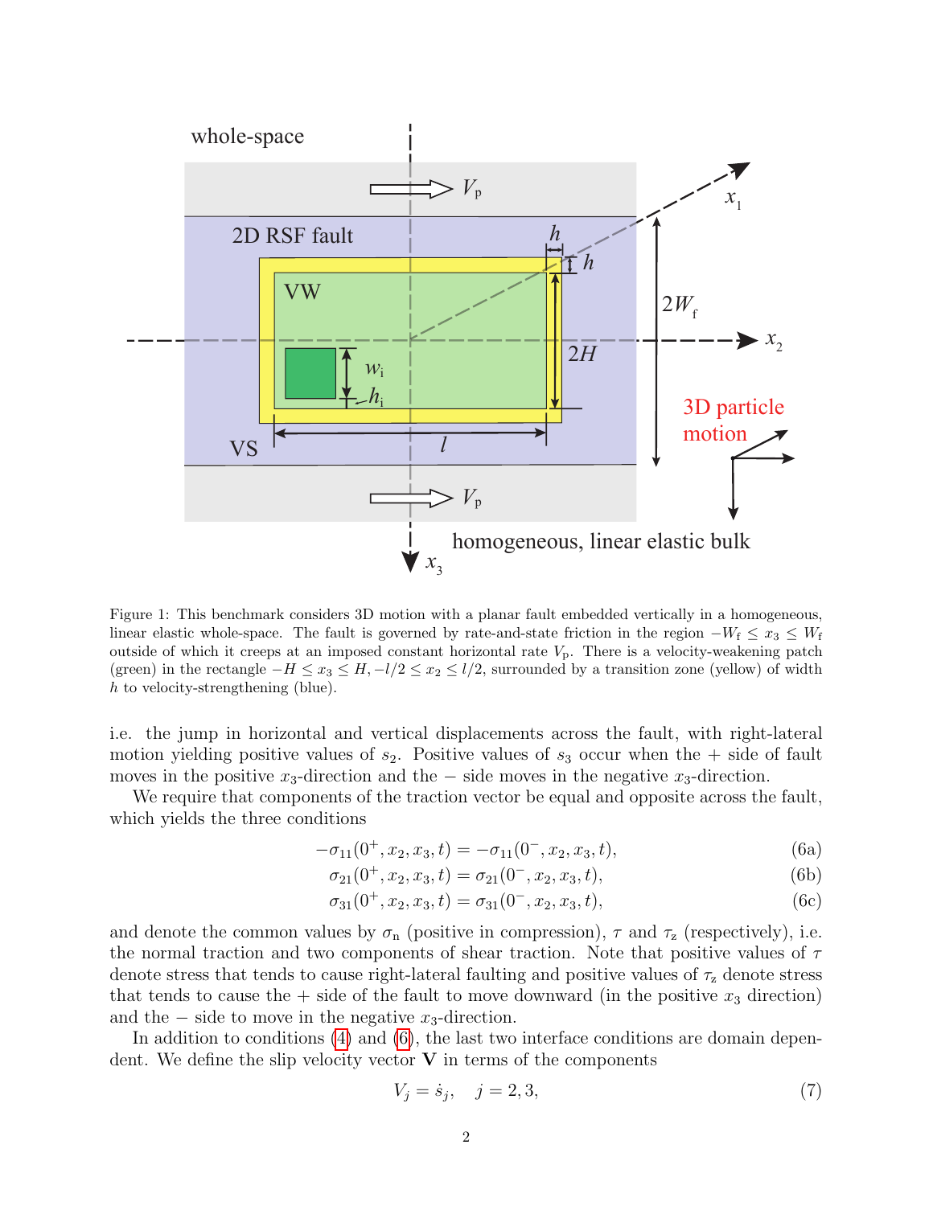Figure 1: This benchmark considers 3D motion with a planar fault embedded vertically in a homogeneous, linear elastic whole-space. The fault is governed by rate-and-state friction in the region $-W_\mathrm{f} \leq x_3 \leq W_\mathrm{f}$ outside of which it creeps at an imposed constant horizontal rate $V_\mathrm{p}$. There is a velocity-weakening patch (green) in the rectangle $-H \leq x_3 \leq H, -l/2 \leq x_2 \leq l/2$, surrounded by a transition zone (yellow) of width $h$ to velocity-strengthening (blue).

i.e. the jump in horizontal and vertical displacements across the fault, with right-lateral motion yielding positive values of $s_2$. Positive values of $s_3$ occur when the + side of fault moves in the positive $x_3$-direction and the − side moves in the negative $x_3$-direction.

We require that components of the traction vector be equal and opposite across the fault, which yields the three conditions

$$-\sigma_{11}(0^+, x_2, x_3, t) = -\sigma_{11}(0^-, x_2, x_3, t), \tag{6a}$$

$$\sigma_{21}(0^+, x_2, x_3, t) = \sigma_{21}(0^-, x_2, x_3, t), \tag{6b}$$

$$\sigma_{31}(0^+, x_2, x_3, t) = \sigma_{31}(0^-, x_2, x_3, t), \tag{6c}$$

and denote the common values by $\sigma_\mathrm{n}$ (positive in compression), $\tau$ and $\tau_\mathrm{z}$ (respectively), i.e. the normal traction and two components of shear traction. Note that positive values of $\tau$ denote stress that tends to cause right-lateral faulting and positive values of $\tau_\mathrm{z}$ denote stress that tends to cause the + side of the fault to move downward (in the positive $x_3$ direction) and the − side to move in the negative $x_3$-direction.

In addition to conditions (4) and (6), the last two interface conditions are domain dependent. We define the slip velocity vector $\mathbf{V}$ in terms of the components

$$V_j = \dot{s}_j, \quad j = 2, 3, \tag{7}$$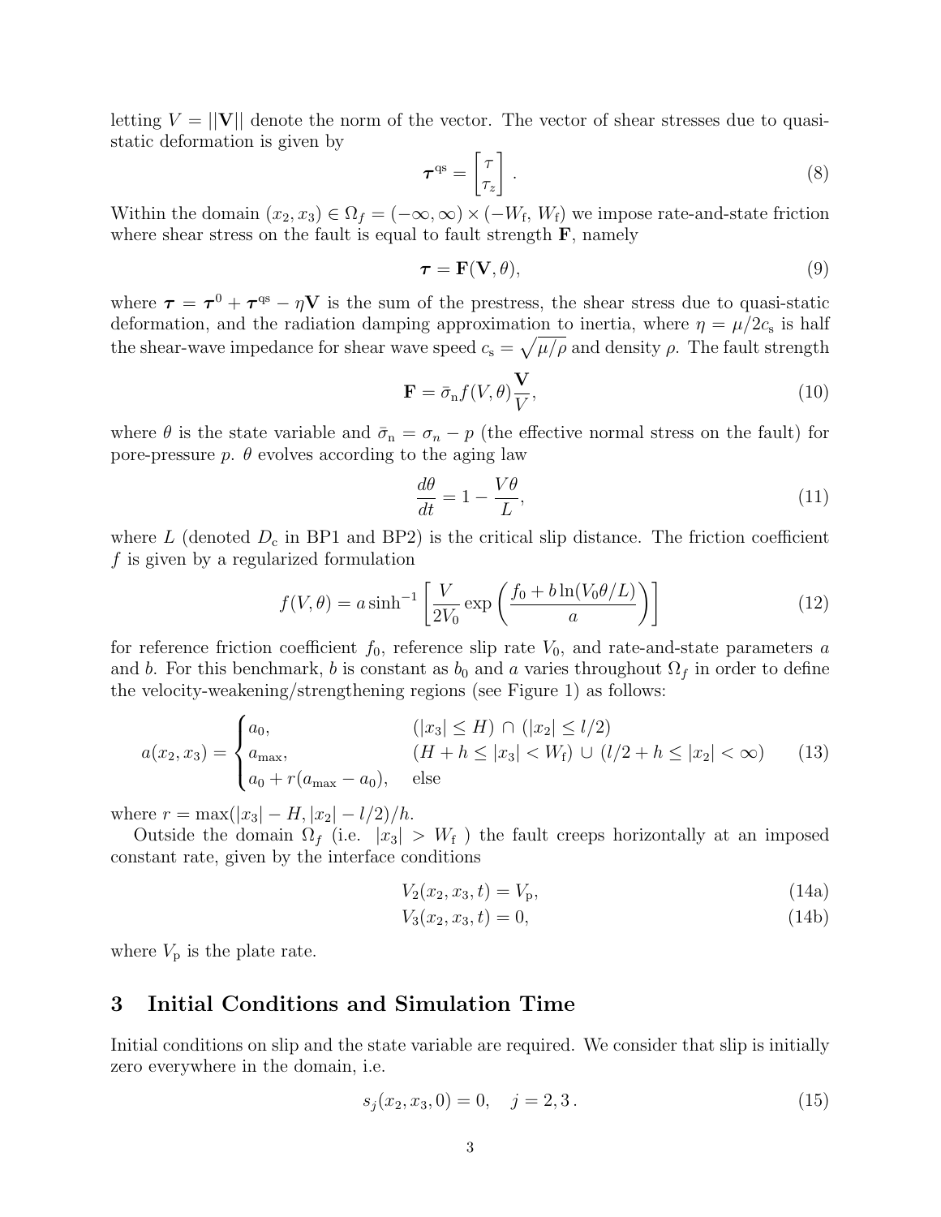letting $V = ||\mathbf{V}||$ denote the norm of the vector. The vector of shear stresses due to quasi-static deformation is given by

$$\boldsymbol{\tau}^{\text{qs}} = \begin{bmatrix} \tau \\ \tau_z \end{bmatrix}. \tag{8}$$

Within the domain $(x_2, x_3) \in \Omega_f = (-\infty, \infty) \times (-W_\text{f}, W_\text{f})$ we impose rate-and-state friction where shear stress on the fault is equal to fault strength $\mathbf{F}$, namely

$$\boldsymbol{\tau} = \mathbf{F}(\mathbf{V}, \theta), \tag{9}$$

where $\boldsymbol{\tau} = \boldsymbol{\tau}^0 + \boldsymbol{\tau}^{\text{qs}} - \eta\mathbf{V}$ is the sum of the prestress, the shear stress due to quasi-static deformation, and the radiation damping approximation to inertia, where $\eta = \mu/2c_\text{s}$ is half the shear-wave impedance for shear wave speed $c_\text{s} = \sqrt{\mu/\rho}$ and density $\rho$. The fault strength

$$\mathbf{F} = \bar{\sigma}_\text{n} f(V, \theta)\frac{\mathbf{V}}{V}, \tag{10}$$

where $\theta$ is the state variable and $\bar{\sigma}_\text{n} = \sigma_n - p$ (the effective normal stress on the fault) for pore-pressure $p$. $\theta$ evolves according to the aging law

$$\frac{d\theta}{dt} = 1 - \frac{V\theta}{L}, \tag{11}$$

where $L$ (denoted $D_\text{c}$ in BP1 and BP2) is the critical slip distance. The friction coefficient $f$ is given by a regularized formulation

$$f(V, \theta) = a \sinh^{-1}\left[\frac{V}{2V_0}\exp\left(\frac{f_0 + b\ln(V_0\theta/L)}{a}\right)\right] \tag{12}$$

for reference friction coefficient $f_0$, reference slip rate $V_0$, and rate-and-state parameters $a$ and $b$. For this benchmark, $b$ is constant as $b_0$ and $a$ varies throughout $\Omega_f$ in order to define the velocity-weakening/strengthening regions (see Figure 1) as follows:

$$a(x_2, x_3) = \begin{cases} a_0, & (|x_3| \leq H) \cap (|x_2| \leq l/2) \\ a_{\max}, & (H + h \leq |x_3| < W_\text{f}) \cup (l/2 + h \leq |x_2| < \infty) \\ a_0 + r(a_{\max} - a_0), & \text{else} \end{cases} \tag{13}$$

where $r = \max(|x_3| - H, |x_2| - l/2)/h$.

Outside the domain $\Omega_f$ (i.e. $|x_3| > W_\text{f}$ ) the fault creeps horizontally at an imposed constant rate, given by the interface conditions

$$V_2(x_2, x_3, t) = V_\text{p}, \tag{14a}$$

$$V_3(x_2, x_3, t) = 0, \tag{14b}$$

where $V_\text{p}$ is the plate rate.

## 3 Initial Conditions and Simulation Time

Initial conditions on slip and the state variable are required. We consider that slip is initially zero everywhere in the domain, i.e.

$$s_j(x_2, x_3, 0) = 0, \quad j = 2, 3\,. \tag{15}$$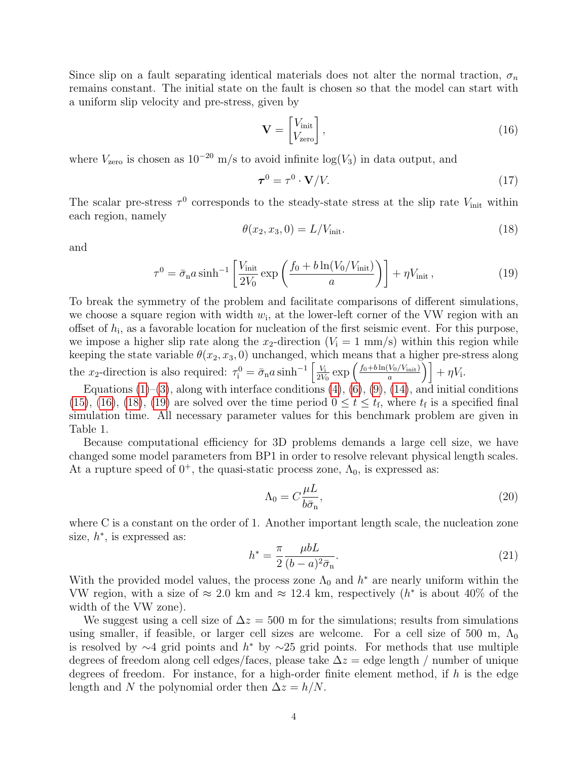Since slip on a fault separating identical materials does not alter the normal traction, $\sigma_n$ remains constant. The initial state on the fault is chosen so that the model can start with a uniform slip velocity and pre-stress, given by

$$\mathbf{V} = \begin{bmatrix} V_{\text{init}} \\ V_{\text{zero}} \end{bmatrix}, \tag{16}$$

where $V_{\text{zero}}$ is chosen as $10^{-20}$ m/s to avoid infinite $\log(V_3)$ in data output, and

$$\boldsymbol{\tau}^0 = \tau^0 \cdot \mathbf{V}/V. \tag{17}$$

The scalar pre-stress $\tau^0$ corresponds to the steady-state stress at the slip rate $V_{\text{init}}$ within each region, namely

$$\theta(x_2, x_3, 0) = L/V_{\text{init}}. \tag{18}$$

and

$$\tau^0 = \bar{\sigma}_{\text{n}} a \sinh^{-1}\left[\frac{V_{\text{init}}}{2V_0} \exp\left(\frac{f_0 + b\ln(V_0/V_{\text{init}})}{a}\right)\right] + \eta V_{\text{init}}\,, \tag{19}$$

To break the symmetry of the problem and facilitate comparisons of different simulations, we choose a square region with width $w_{\text{i}}$, at the lower-left corner of the VW region with an offset of $h_{\text{i}}$, as a favorable location for nucleation of the first seismic event. For this purpose, we impose a higher slip rate along the $x_2$-direction ($V_{\text{i}} = 1$ mm/s) within this region while keeping the state variable $\theta(x_2, x_3, 0)$ unchanged, which means that a higher pre-stress along the $x_2$-direction is also required: $\tau^0_{\text{i}} = \bar{\sigma}_{\text{n}} a \sinh^{-1}\left[\frac{V_{\text{i}}}{2V_0} \exp\left(\frac{f_0 + b\ln(V_0/V_{\text{init}})}{a}\right)\right] + \eta V_{\text{i}}$.

Equations (1)–(3), along with interface conditions (4), (6), (9), (14), and initial conditions (15), (16), (18), (19) are solved over the time period $0 \leq t \leq t_{\text{f}}$, where $t_{\text{f}}$ is a specified final simulation time. All necessary parameter values for this benchmark problem are given in Table 1.

Because computational efficiency for 3D problems demands a large cell size, we have changed some model parameters from BP1 in order to resolve relevant physical length scales. At a rupture speed of $0^+$, the quasi-static process zone, $\Lambda_0$, is expressed as:

$$\Lambda_0 = C\frac{\mu L}{b\bar{\sigma}_{\text{n}}}, \tag{20}$$

where C is a constant on the order of 1. Another important length scale, the nucleation zone size, $h^*$, is expressed as:

$$h^* = \frac{\pi}{2}\frac{\mu b L}{(b-a)^2\bar{\sigma}_{\text{n}}}. \tag{21}$$

With the provided model values, the process zone $\Lambda_0$ and $h^*$ are nearly uniform within the VW region, with a size of $\approx 2.0$ km and $\approx 12.4$ km, respectively ($h^*$ is about 40% of the width of the VW zone).

We suggest using a cell size of $\Delta z = 500$ m for the simulations; results from simulations using smaller, if feasible, or larger cell sizes are welcome. For a cell size of 500 m, $\Lambda_0$ is resolved by $\sim$4 grid points and $h^*$ by $\sim$25 grid points. For methods that use multiple degrees of freedom along cell edges/faces, please take $\Delta z$ = edge length / number of unique degrees of freedom. For instance, for a high-order finite element method, if $h$ is the edge length and $N$ the polynomial order then $\Delta z = h/N$.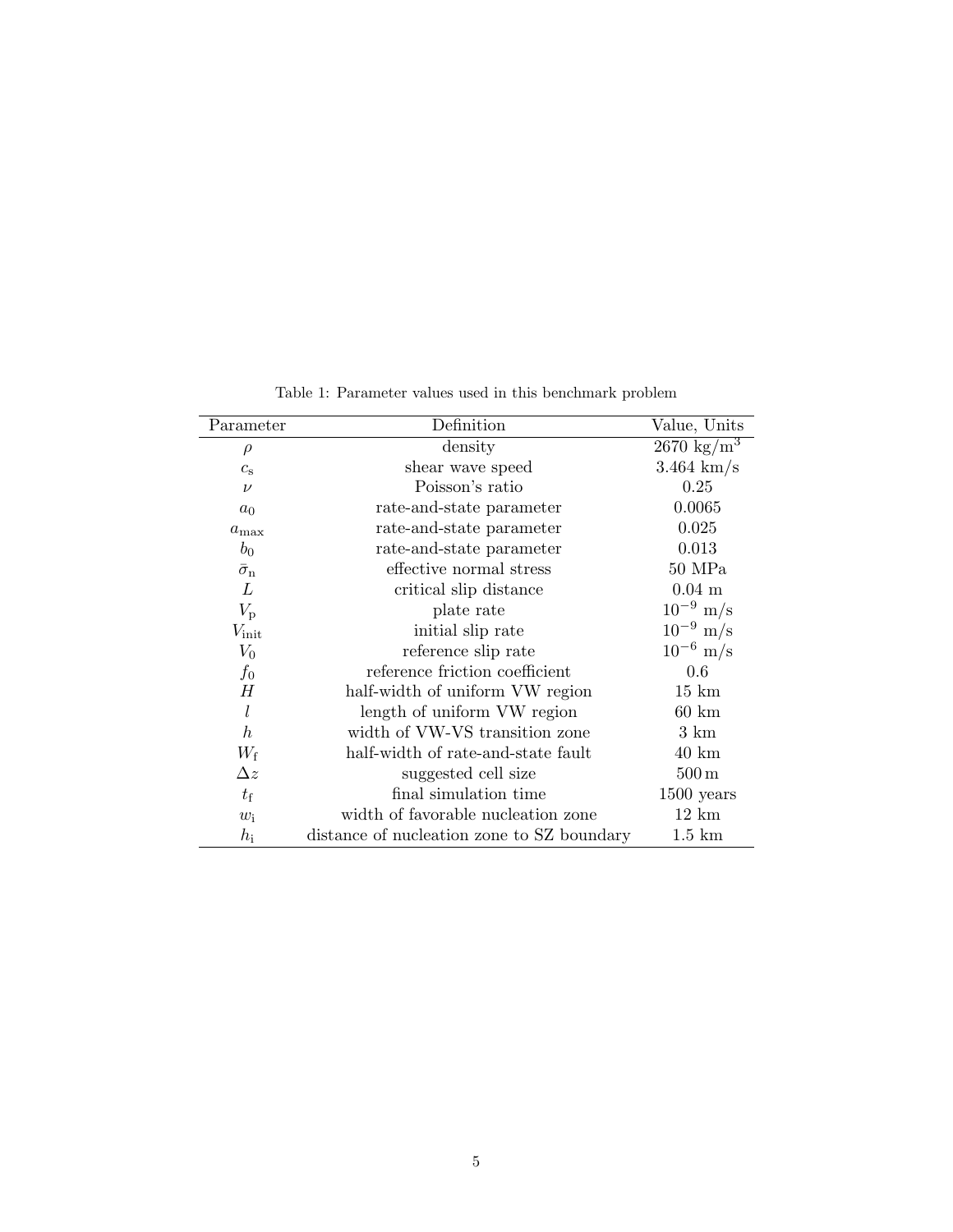Table 1: Parameter values used in this benchmark problem

| Parameter | Definition | Value, Units |
|---|---|---|
| $\rho$ | density | 2670 $\mathrm{kg/m^3}$ |
| $c_{\mathrm{s}}$ | shear wave speed | 3.464 km/s |
| $\nu$ | Poisson's ratio | 0.25 |
| $a_0$ | rate-and-state parameter | 0.0065 |
| $a_{\max}$ | rate-and-state parameter | 0.025 |
| $b_0$ | rate-and-state parameter | 0.013 |
| $\bar{\sigma}_{\mathrm{n}}$ | effective normal stress | 50 MPa |
| $L$ | critical slip distance | 0.04 m |
| $V_{\mathrm{p}}$ | plate rate | $10^{-9}$ m/s |
| $V_{\mathrm{init}}$ | initial slip rate | $10^{-9}$ m/s |
| $V_0$ | reference slip rate | $10^{-6}$ m/s |
| $f_0$ | reference friction coefficient | 0.6 |
| $H$ | half-width of uniform VW region | 15 km |
| $l$ | length of uniform VW region | 60 km |
| $h$ | width of VW-VS transition zone | 3 km |
| $W_{\mathrm{f}}$ | half-width of rate-and-state fault | 40 km |
| $\Delta z$ | suggested cell size | 500 m |
| $t_{\mathrm{f}}$ | final simulation time | 1500 years |
| $w_{\mathrm{i}}$ | width of favorable nucleation zone | 12 km |
| $h_{\mathrm{i}}$ | distance of nucleation zone to SZ boundary | 1.5 km |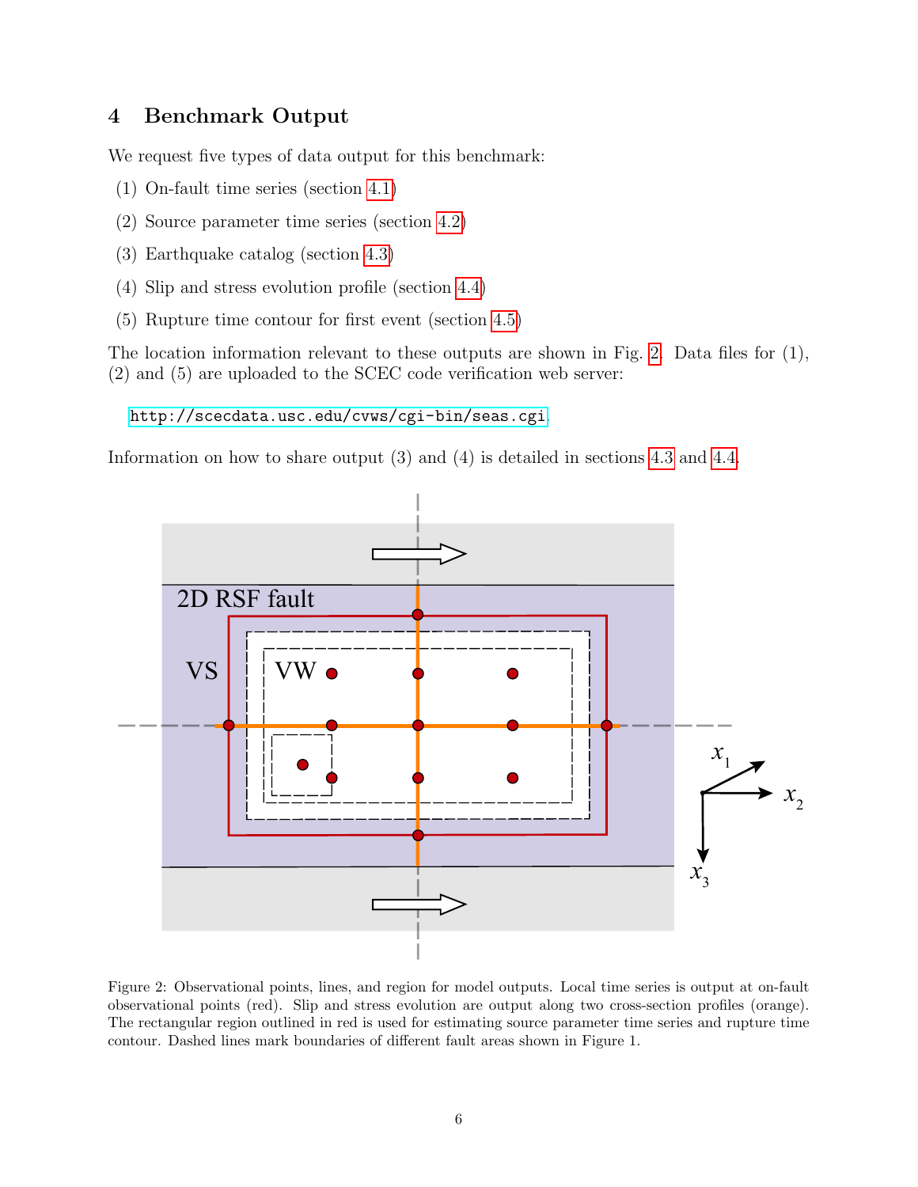## 4 Benchmark Output

We request five types of data output for this benchmark:

(1) On-fault time series (section 4.1)

(2) Source parameter time series (section 4.2)

(3) Earthquake catalog (section 4.3)

(4) Slip and stress evolution profile (section 4.4)

(5) Rupture time contour for first event (section 4.5)

The location information relevant to these outputs are shown in Fig. 2. Data files for (1), (2) and (5) are uploaded to the SCEC code verification web server:

http://scecdata.usc.edu/cvws/cgi-bin/seas.cgi.

Information on how to share output (3) and (4) is detailed in sections 4.3 and 4.4.

Figure 2: Observational points, lines, and region for model outputs. Local time series is output at on-fault observational points (red). Slip and stress evolution are output along two cross-section profiles (orange). The rectangular region outlined in red is used for estimating source parameter time series and rupture time contour. Dashed lines mark boundaries of different fault areas shown in Figure 1.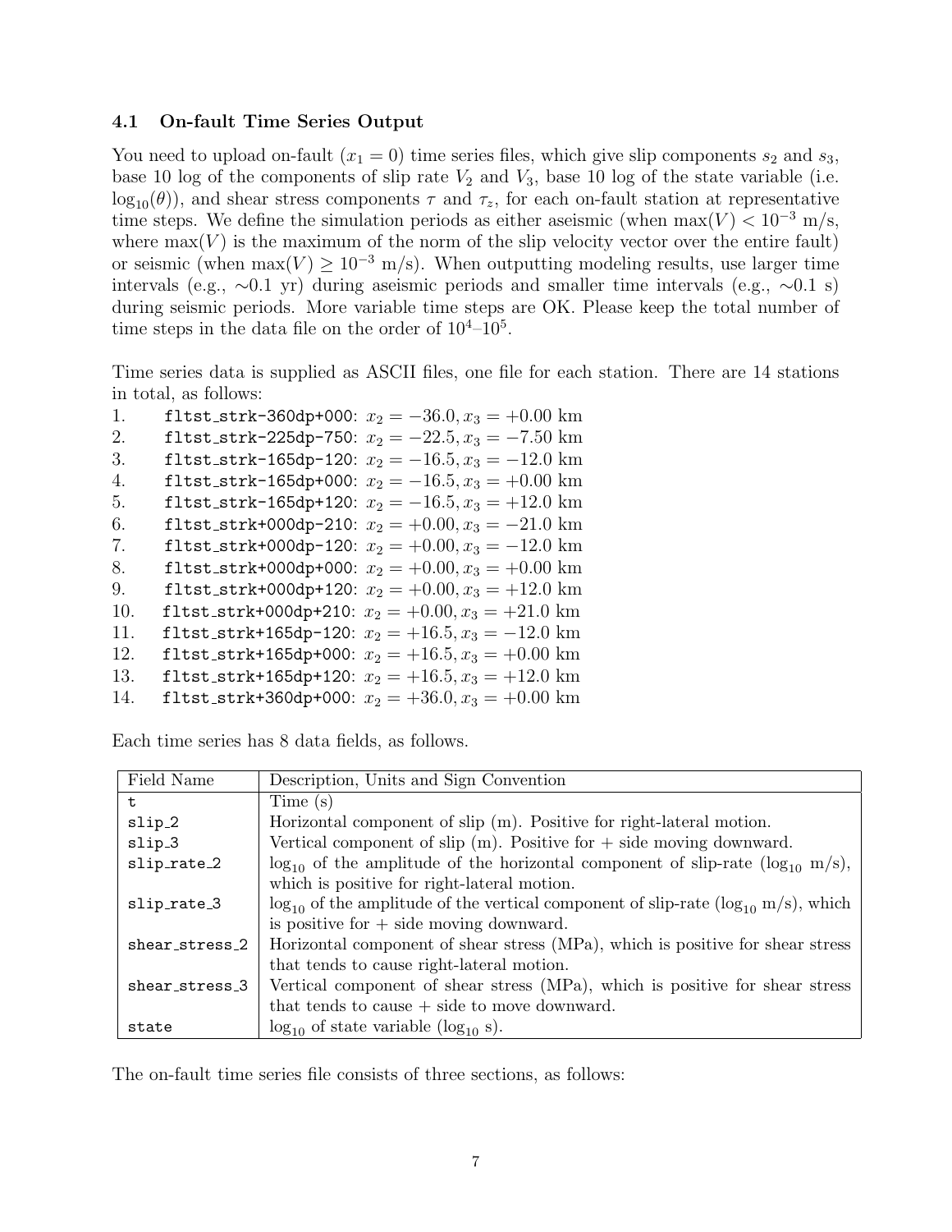### 4.1 On-fault Time Series Output

You need to upload on-fault ($x_1 = 0$) time series files, which give slip components $s_2$ and $s_3$, base 10 log of the components of slip rate $V_2$ and $V_3$, base 10 log of the state variable (i.e. $\log_{10}(\theta)$), and shear stress components $\tau$ and $\tau_z$, for each on-fault station at representative time steps. We define the simulation periods as either aseismic (when $\max(V) < 10^{-3}$ m/s, where $\max(V)$ is the maximum of the norm of the slip velocity vector over the entire fault) or seismic (when $\max(V) \geq 10^{-3}$ m/s). When outputting modeling results, use larger time intervals (e.g., ∼0.1 yr) during aseismic periods and smaller time intervals (e.g., ∼0.1 s) during seismic periods. More variable time steps are OK. Please keep the total number of time steps in the data file on the order of $10^4$–$10^5$.

Time series data is supplied as ASCII files, one file for each station. There are 14 stations in total, as follows:

1. `fltst_strk-360dp+000`: $x_2 = -36.0, x_3 = +0.00$ km
2. `fltst_strk-225dp-750`: $x_2 = -22.5, x_3 = -7.50$ km
3. `fltst_strk-165dp-120`: $x_2 = -16.5, x_3 = -12.0$ km
4. `fltst_strk-165dp+000`: $x_2 = -16.5, x_3 = +0.00$ km
5. `fltst_strk-165dp+120`: $x_2 = -16.5, x_3 = +12.0$ km
6. `fltst_strk+000dp-210`: $x_2 = +0.00, x_3 = -21.0$ km
7. `fltst_strk+000dp-120`: $x_2 = +0.00, x_3 = -12.0$ km
8. `fltst_strk+000dp+000`: $x_2 = +0.00, x_3 = +0.00$ km
9. `fltst_strk+000dp+120`: $x_2 = +0.00, x_3 = +12.0$ km
10. `fltst_strk+000dp+210`: $x_2 = +0.00, x_3 = +21.0$ km
11. `fltst_strk+165dp-120`: $x_2 = +16.5, x_3 = -12.0$ km
12. `fltst_strk+165dp+000`: $x_2 = +16.5, x_3 = +0.00$ km
13. `fltst_strk+165dp+120`: $x_2 = +16.5, x_3 = +12.0$ km
14. `fltst_strk+360dp+000`: $x_2 = +36.0, x_3 = +0.00$ km

Each time series has 8 data fields, as follows.

| Field Name | Description, Units and Sign Convention |
|---|---|
| `t` | Time (s) |
| `slip_2` | Horizontal component of slip (m). Positive for right-lateral motion. |
| `slip_3` | Vertical component of slip (m). Positive for + side moving downward. |
| `slip_rate_2` | $\log_{10}$ of the amplitude of the horizontal component of slip-rate ($\log_{10}$ m/s), which is positive for right-lateral motion. |
| `slip_rate_3` | $\log_{10}$ of the amplitude of the vertical component of slip-rate ($\log_{10}$ m/s), which is positive for + side moving downward. |
| `shear_stress_2` | Horizontal component of shear stress (MPa), which is positive for shear stress that tends to cause right-lateral motion. |
| `shear_stress_3` | Vertical component of shear stress (MPa), which is positive for shear stress that tends to cause + side to move downward. |
| `state` | $\log_{10}$ of state variable ($\log_{10}$ s). |

The on-fault time series file consists of three sections, as follows: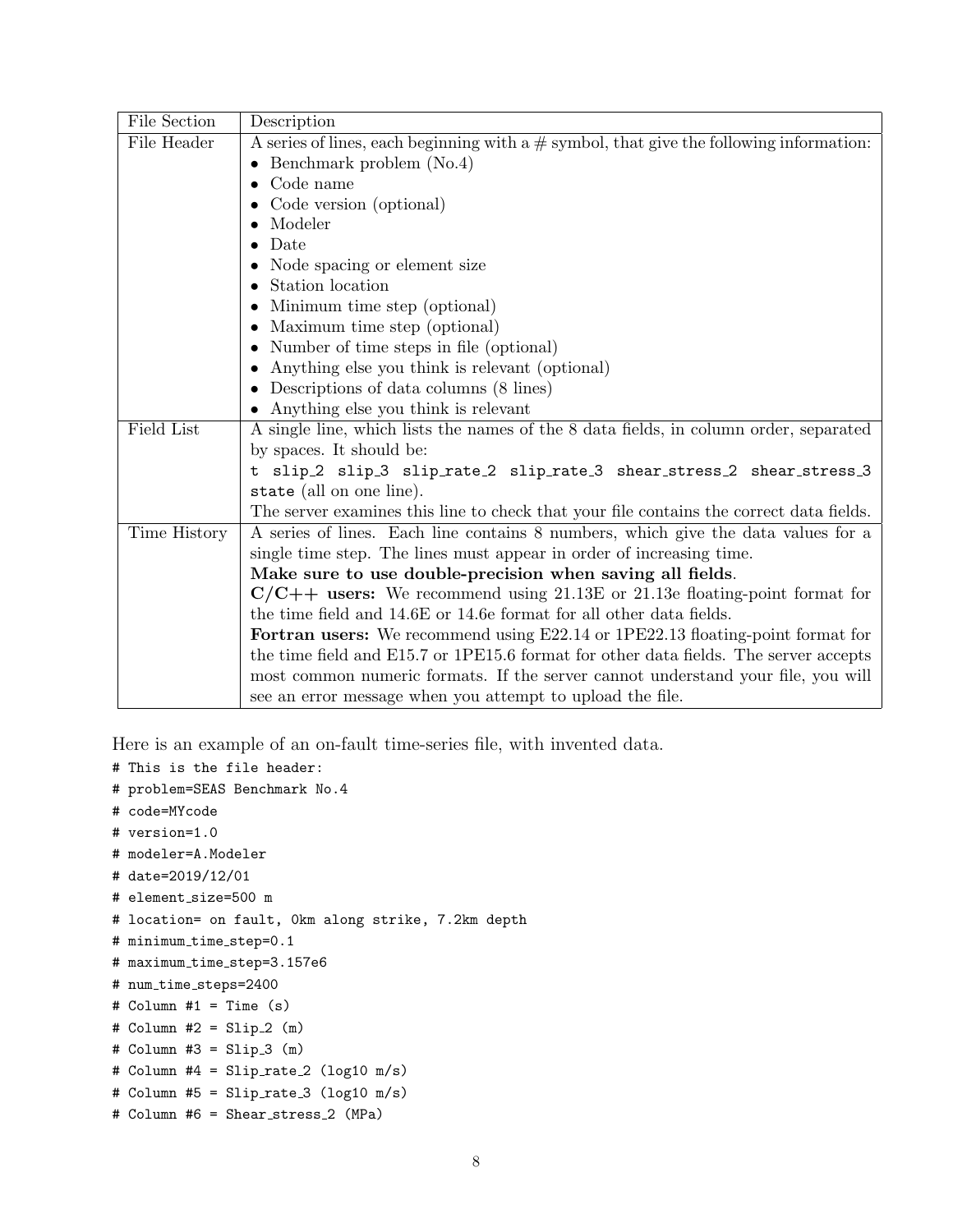| File Section | Description |
| --- | --- |
| File Header | A series of lines, each beginning with a # symbol, that give the following information:<br>• Benchmark problem (No.4)<br>• Code name<br>• Code version (optional)<br>• Modeler<br>• Date<br>• Node spacing or element size<br>• Station location<br>• Minimum time step (optional)<br>• Maximum time step (optional)<br>• Number of time steps in file (optional)<br>• Anything else you think is relevant (optional)<br>• Descriptions of data columns (8 lines)<br>• Anything else you think is relevant |
| Field List | A single line, which lists the names of the 8 data fields, in column order, separated by spaces. It should be:<br>`t slip_2 slip_3 slip_rate_2 slip_rate_3 shear_stress_2 shear_stress_3 state` (all on one line).<br>The server examines this line to check that your file contains the correct data fields. |
| Time History | A series of lines. Each line contains 8 numbers, which give the data values for a single time step. The lines must appear in order of increasing time.<br>**Make sure to use double-precision when saving all fields**.<br>**C/C++ users:** We recommend using 21.13E or 21.13e floating-point format for the time field and 14.6E or 14.6e format for all other data fields.<br>**Fortran users:** We recommend using E22.14 or 1PE22.13 floating-point format for the time field and E15.7 or 1PE15.6 format for other data fields. The server accepts most common numeric formats. If the server cannot understand your file, you will see an error message when you attempt to upload the file. |

Here is an example of an on-fault time-series file, with invented data.

```
# This is the file header:
# problem=SEAS Benchmark No.4
# code=MYcode
# version=1.0
# modeler=A.Modeler
# date=2019/12/01
# element_size=500 m
# location= on fault, 0km along strike, 7.2km depth
# minimum_time_step=0.1
# maximum_time_step=3.157e6
# num_time_steps=2400
# Column #1 = Time (s)
# Column #2 = Slip_2 (m)
# Column #3 = Slip_3 (m)
# Column #4 = Slip_rate_2 (log10 m/s)
# Column #5 = Slip_rate_3 (log10 m/s)
# Column #6 = Shear_stress_2 (MPa)
```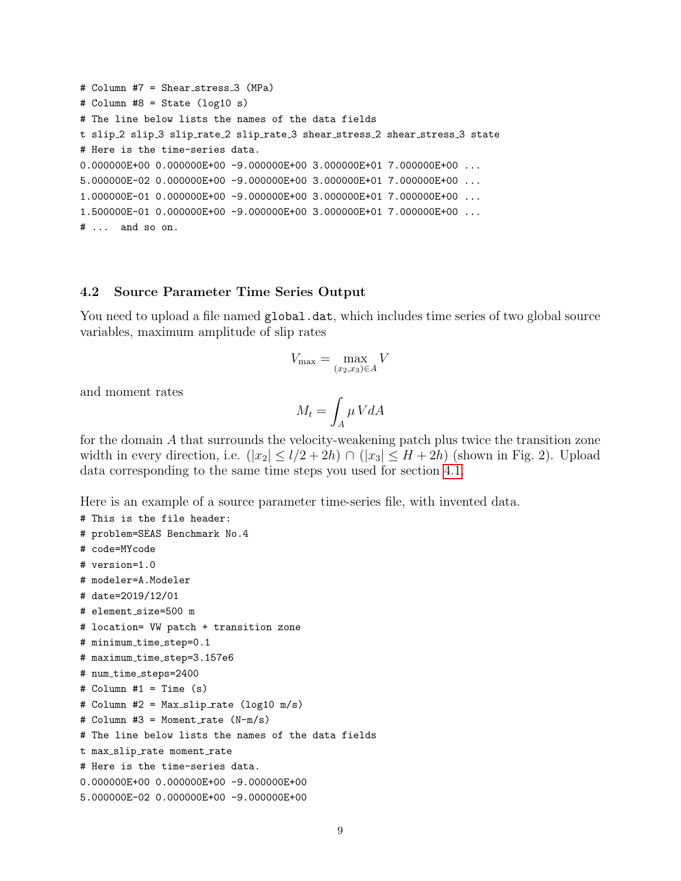```
# Column #7 = Shear_stress_3 (MPa)
# Column #8 = State (log10 s)
# The line below lists the names of the data fields
t slip_2 slip_3 slip_rate_2 slip_rate_3 shear_stress_2 shear_stress_3 state
# Here is the time-series data.
0.000000E+00 0.000000E+00 -9.000000E+00 3.000000E+01 7.000000E+00 ...
5.000000E-02 0.000000E+00 -9.000000E+00 3.000000E+01 7.000000E+00 ...
1.000000E-01 0.000000E+00 -9.000000E+00 3.000000E+01 7.000000E+00 ...
1.500000E-01 0.000000E+00 -9.000000E+00 3.000000E+01 7.000000E+00 ...
# ... and so on.
```

### 4.2 Source Parameter Time Series Output

You need to upload a file named `global.dat`, which includes time series of two global source variables, maximum amplitude of slip rates

$$V_{\max} = \max_{(x_2,x_3)\in A} V$$

and moment rates

$$M_t = \int_A \mu V dA$$

for the domain $A$ that surrounds the velocity-weakening patch plus twice the transition zone width in every direction, i.e. $(|x_2| \leq l/2 + 2h) \cap (|x_3| \leq H + 2h)$ (shown in Fig. 2). Upload data corresponding to the same time steps you used for section 4.1.

Here is an example of a source parameter time-series file, with invented data.

```
# This is the file header:
# problem=SEAS Benchmark No.4
# code=MYcode
# version=1.0
# modeler=A.Modeler
# date=2019/12/01
# element_size=500 m
# location= VW patch + transition zone
# minimum_time_step=0.1
# maximum_time_step=3.157e6
# num_time_steps=2400
# Column #1 = Time (s)
# Column #2 = Max_slip_rate (log10 m/s)
# Column #3 = Moment_rate (N-m/s)
# The line below lists the names of the data fields
t max_slip_rate moment_rate
# Here is the time-series data.
0.000000E+00 0.000000E+00 -9.000000E+00
5.000000E-02 0.000000E+00 -9.000000E+00
```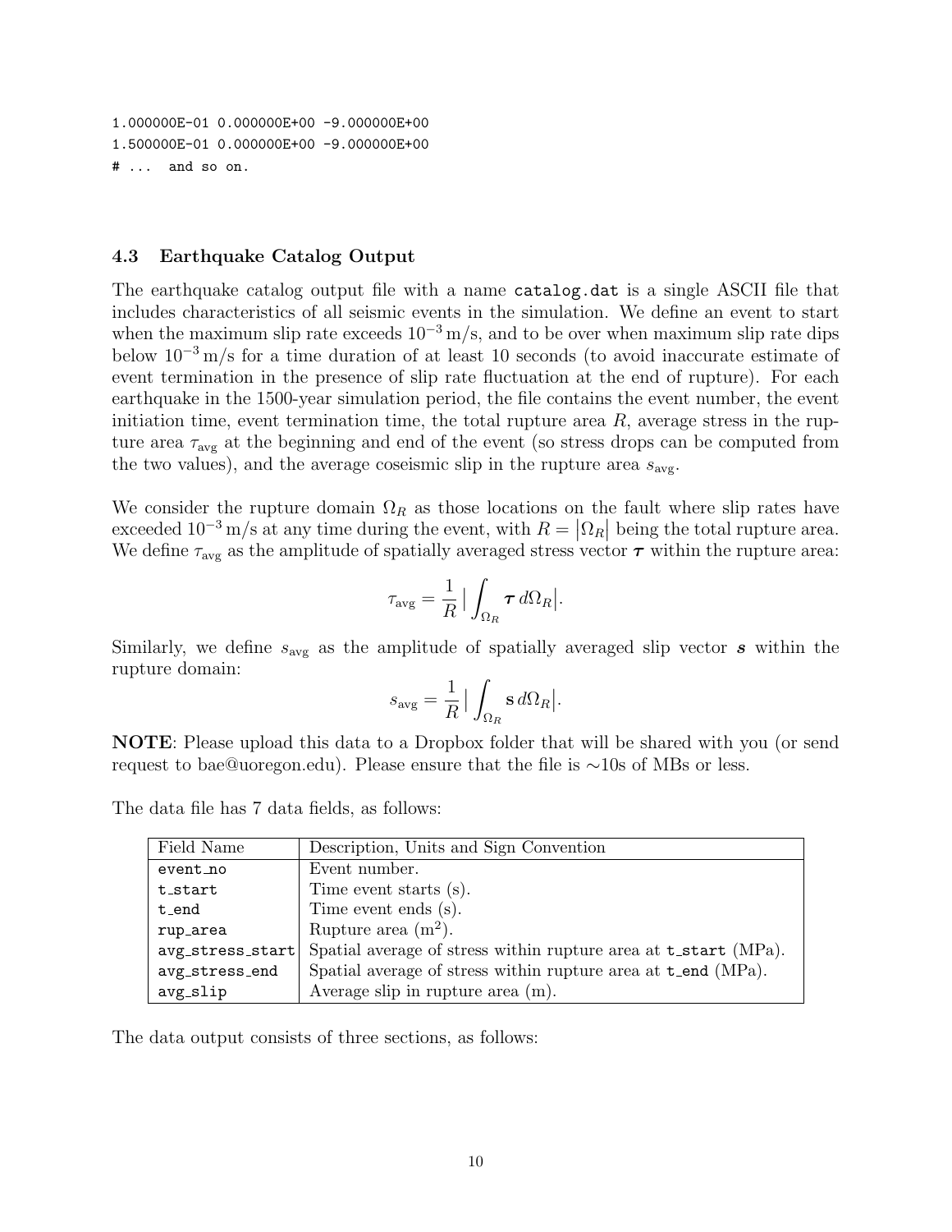```
1.000000E-01 0.000000E+00 -9.000000E+00
1.500000E-01 0.000000E+00 -9.000000E+00
# ...  and so on.
```

### 4.3 Earthquake Catalog Output

The earthquake catalog output file with a name `catalog.dat` is a single ASCII file that includes characteristics of all seismic events in the simulation. We define an event to start when the maximum slip rate exceeds $10^{-3}$ m/s, and to be over when maximum slip rate dips below $10^{-3}$ m/s for a time duration of at least 10 seconds (to avoid inaccurate estimate of event termination in the presence of slip rate fluctuation at the end of rupture). For each earthquake in the 1500-year simulation period, the file contains the event number, the event initiation time, event termination time, the total rupture area $R$, average stress in the rupture area $\tau_{\text{avg}}$ at the beginning and end of the event (so stress drops can be computed from the two values), and the average coseismic slip in the rupture area $s_{\text{avg}}$.

We consider the rupture domain $\Omega_R$ as those locations on the fault where slip rates have exceeded $10^{-3}$ m/s at any time during the event, with $R = |\Omega_R|$ being the total rupture area. We define $\tau_{\text{avg}}$ as the amplitude of spatially averaged stress vector $\boldsymbol{\tau}$ within the rupture area:

$$\tau_{\text{avg}} = \frac{1}{R} \Big| \int_{\Omega_R} \boldsymbol{\tau} \, d\Omega_R \Big|.$$

Similarly, we define $s_{\text{avg}}$ as the amplitude of spatially averaged slip vector $\boldsymbol{s}$ within the rupture domain:

$$s_{\text{avg}} = \frac{1}{R} \Big| \int_{\Omega_R} \mathbf{s} \, d\Omega_R \Big|.$$

**NOTE**: Please upload this data to a Dropbox folder that will be shared with you (or send request to bae@uoregon.edu). Please ensure that the file is ∼10s of MBs or less.

The data file has 7 data fields, as follows:

| Field Name | Description, Units and Sign Convention |
|---|---|
| `event_no` | Event number. |
| `t_start` | Time event starts (s). |
| `t_end` | Time event ends (s). |
| `rup_area` | Rupture area (m$^2$). |
| `avg_stress_start` | Spatial average of stress within rupture area at `t_start` (MPa). |
| `avg_stress_end` | Spatial average of stress within rupture area at `t_end` (MPa). |
| `avg_slip` | Average slip in rupture area (m). |

The data output consists of three sections, as follows: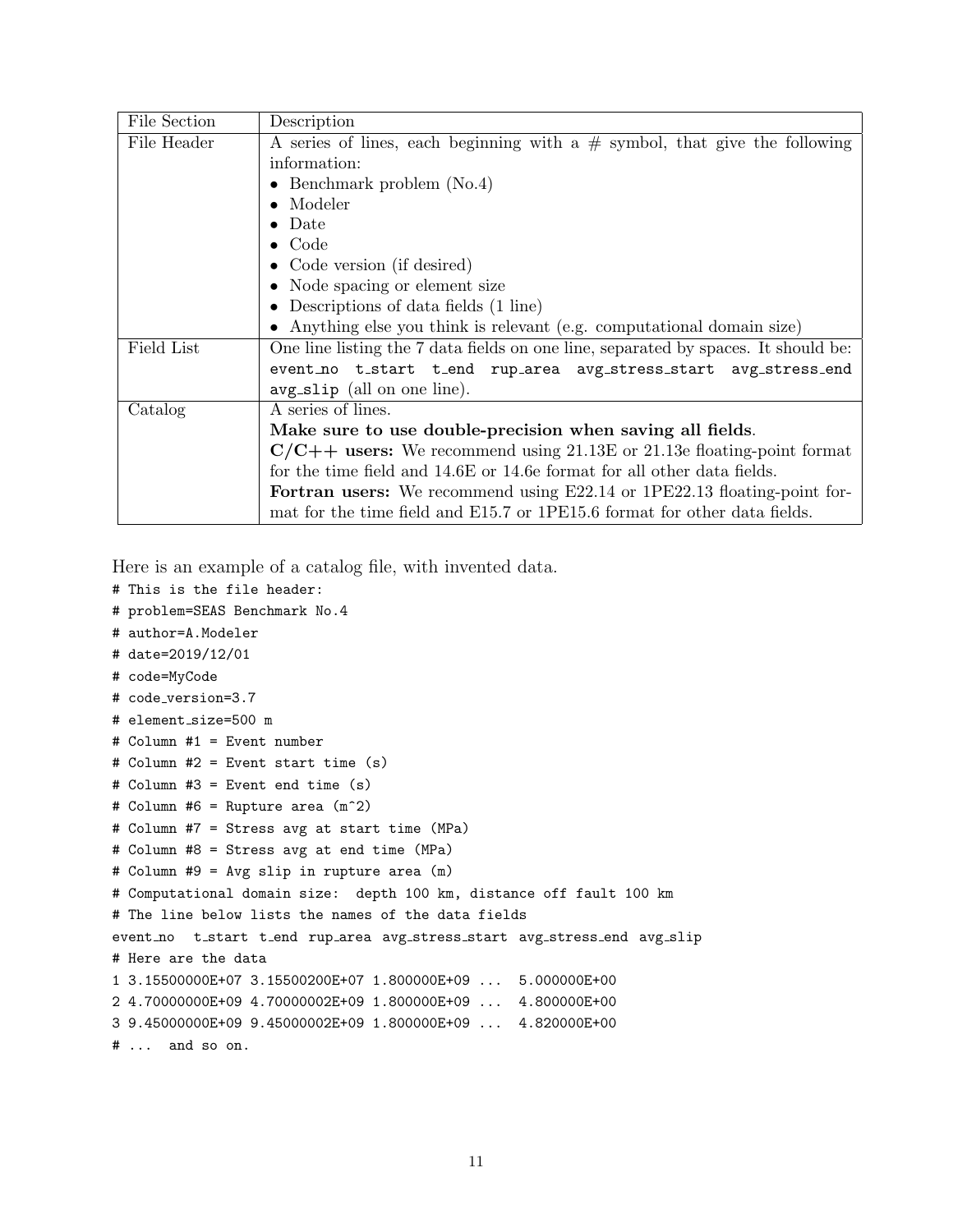| File Section | Description |
| --- | --- |
| File Header | A series of lines, each beginning with a # symbol, that give the following information:<br>• Benchmark problem (No.4)<br>• Modeler<br>• Date<br>• Code<br>• Code version (if desired)<br>• Node spacing or element size<br>• Descriptions of data fields (1 line)<br>• Anything else you think is relevant (e.g. computational domain size) |
| Field List | One line listing the 7 data fields on one line, separated by spaces. It should be: `event_no t_start t_end rup_area avg_stress_start avg_stress_end avg_slip` (all on one line). |
| Catalog | A series of lines.<br>**Make sure to use double-precision when saving all fields**.<br>**C/C++ users:** We recommend using 21.13E or 21.13e floating-point format for the time field and 14.6E or 14.6e format for all other data fields.<br>**Fortran users:** We recommend using E22.14 or 1PE22.13 floating-point format for the time field and E15.7 or 1PE15.6 format for other data fields. |

Here is an example of a catalog file, with invented data.

```
# This is the file header:
# problem=SEAS Benchmark No.4
# author=A.Modeler
# date=2019/12/01
# code=MyCode
# code_version=3.7
# element_size=500 m
# Column #1 = Event number
# Column #2 = Event start time (s)
# Column #3 = Event end time (s)
# Column #6 = Rupture area (m^2)
# Column #7 = Stress avg at start time (MPa)
# Column #8 = Stress avg at end time (MPa)
# Column #9 = Avg slip in rupture area (m)
# Computational domain size:  depth 100 km, distance off fault 100 km
# The line below lists the names of the data fields
event_no  t_start t_end rup_area avg_stress_start avg_stress_end avg_slip
# Here are the data
1 3.15500000E+07 3.15500200E+07 1.800000E+09 ...  5.000000E+00
2 4.70000000E+09 4.70000002E+09 1.800000E+09 ...  4.800000E+00
3 9.45000000E+09 9.45000002E+09 1.800000E+09 ...  4.820000E+00
# ...  and so on.
```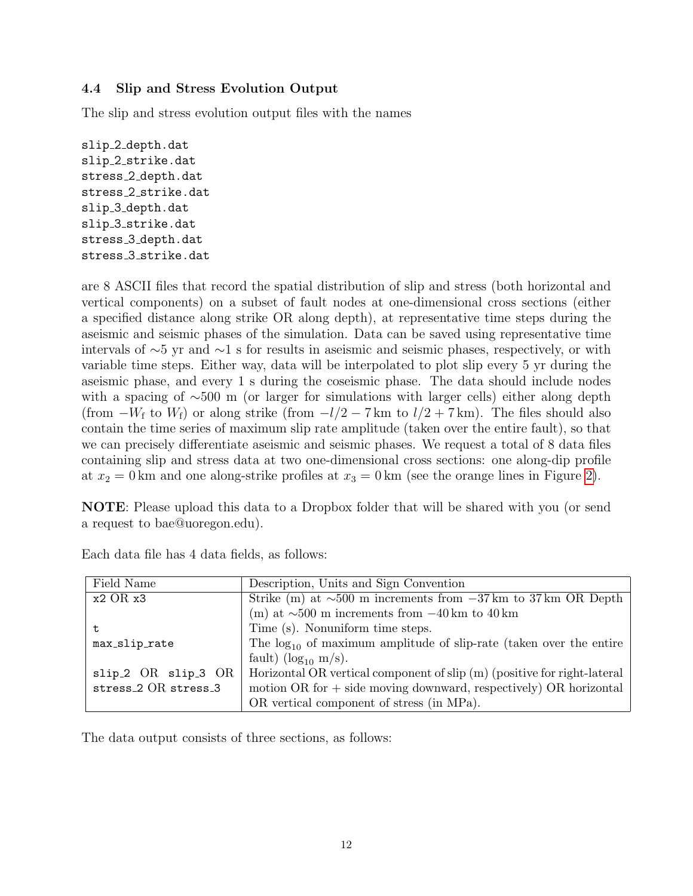### 4.4 Slip and Stress Evolution Output

The slip and stress evolution output files with the names

```
slip_2_depth.dat
slip_2_strike.dat
stress_2_depth.dat
stress_2_strike.dat
slip_3_depth.dat
slip_3_strike.dat
stress_3_depth.dat
stress_3_strike.dat
```

are 8 ASCII files that record the spatial distribution of slip and stress (both horizontal and vertical components) on a subset of fault nodes at one-dimensional cross sections (either a specified distance along strike OR along depth), at representative time steps during the aseismic and seismic phases of the simulation. Data can be saved using representative time intervals of ∼5 yr and ∼1 s for results in aseismic and seismic phases, respectively, or with variable time steps. Either way, data will be interpolated to plot slip every 5 yr during the aseismic phase, and every 1 s during the coseismic phase. The data should include nodes with a spacing of ∼500 m (or larger for simulations with larger cells) either along depth (from $-W_\mathrm{f}$ to $W_\mathrm{f}$) or along strike (from $-l/2 - 7\,\mathrm{km}$ to $l/2 + 7\,\mathrm{km}$). The files should also contain the time series of maximum slip rate amplitude (taken over the entire fault), so that we can precisely differentiate aseismic and seismic phases. We request a total of 8 data files containing slip and stress data at two one-dimensional cross sections: one along-dip profile at $x_2 = 0\,\mathrm{km}$ and one along-strike profiles at $x_3 = 0\,\mathrm{km}$ (see the orange lines in Figure 2).

**NOTE**: Please upload this data to a Dropbox folder that will be shared with you (or send a request to bae@uoregon.edu).

Each data file has 4 data fields, as follows:

| Field Name | Description, Units and Sign Convention |
|---|---|
| `x2` OR `x3` | Strike (m) at ∼500 m increments from $-37\,\mathrm{km}$ to $37\,\mathrm{km}$ OR Depth (m) at ∼500 m increments from $-40\,\mathrm{km}$ to $40\,\mathrm{km}$ |
| `t` | Time (s). Nonuniform time steps. |
| `max_slip_rate` | The $\log_{10}$ of maximum amplitude of slip-rate (taken over the entire fault) ($\log_{10}$ m/s). |
| `slip_2` OR `slip_3` OR `stress_2` OR `stress_3` | Horizontal OR vertical component of slip (m) (positive for right-lateral motion OR for + side moving downward, respectively) OR horizontal OR vertical component of stress (in MPa). |

The data output consists of three sections, as follows: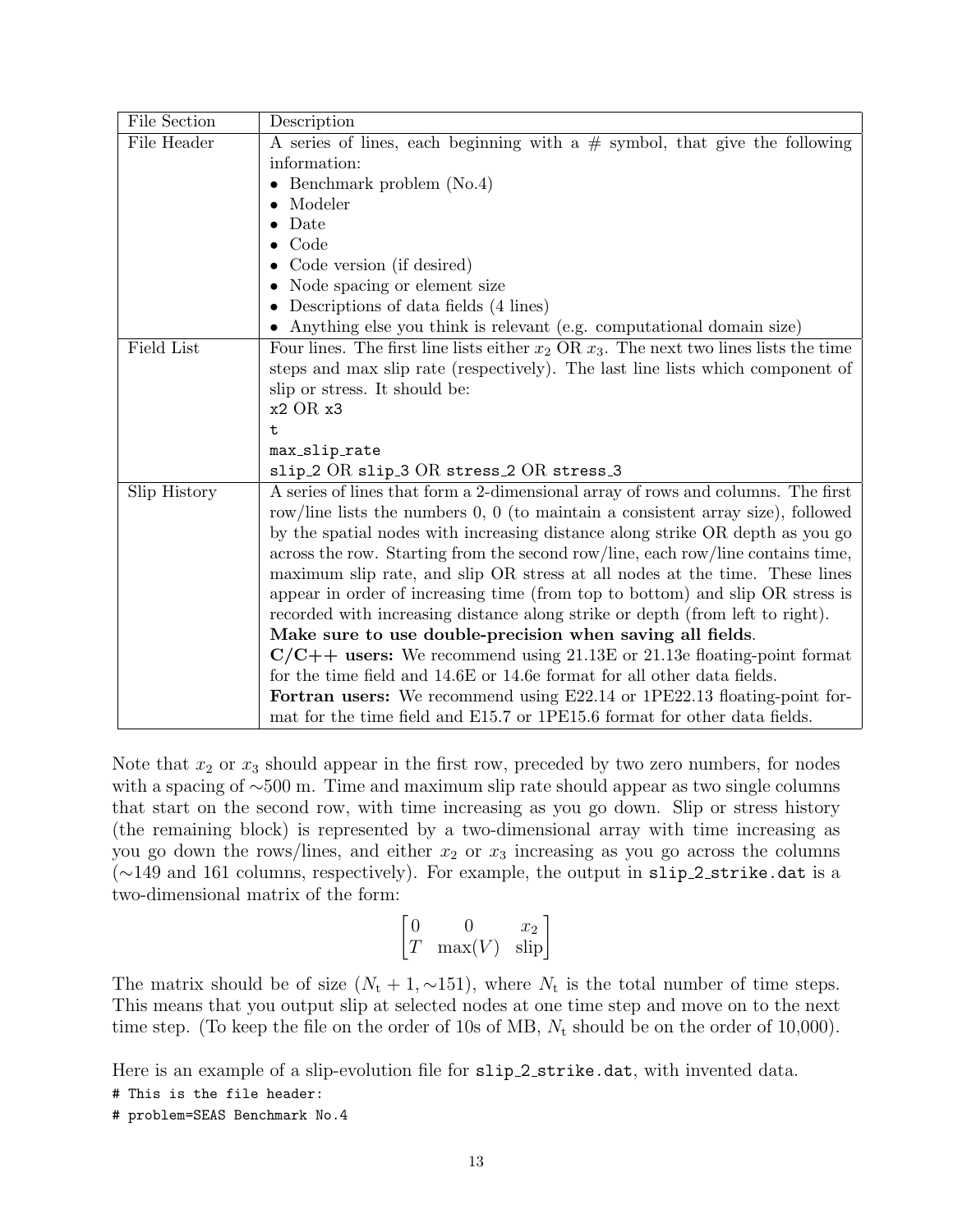| File Section | Description |
|---|---|
| File Header | A series of lines, each beginning with a # symbol, that give the following information:<br>• Benchmark problem (No.4)<br>• Modeler<br>• Date<br>• Code<br>• Code version (if desired)<br>• Node spacing or element size<br>• Descriptions of data fields (4 lines)<br>• Anything else you think is relevant (e.g. computational domain size) |
| Field List | Four lines. The first line lists either $x_2$ OR $x_3$. The next two lines lists the time steps and max slip rate (respectively). The last line lists which component of slip or stress. It should be:<br>`x2` OR `x3`<br>`t`<br>`max_slip_rate`<br>`slip_2` OR `slip_3` OR `stress_2` OR `stress_3` |
| Slip History | A series of lines that form a 2-dimensional array of rows and columns. The first row/line lists the numbers 0, 0 (to maintain a consistent array size), followed by the spatial nodes with increasing distance along strike OR depth as you go across the row. Starting from the second row/line, each row/line contains time, maximum slip rate, and slip OR stress at all nodes at the time. These lines appear in order of increasing time (from top to bottom) and slip OR stress is recorded with increasing distance along strike or depth (from left to right).<br>**Make sure to use double-precision when saving all fields**.<br>**C/C++ users:** We recommend using 21.13E or 21.13e floating-point format for the time field and 14.6E or 14.6e format for all other data fields.<br>**Fortran users:** We recommend using E22.14 or 1PE22.13 floating-point format for the time field and E15.7 or 1PE15.6 format for other data fields. |

Note that $x_2$ or $x_3$ should appear in the first row, preceded by two zero numbers, for nodes with a spacing of ∼500 m. Time and maximum slip rate should appear as two single columns that start on the second row, with time increasing as you go down. Slip or stress history (the remaining block) is represented by a two-dimensional array with time increasing as you go down the rows/lines, and either $x_2$ or $x_3$ increasing as you go across the columns (∼149 and 161 columns, respectively). For example, the output in `slip_2_strike.dat` is a two-dimensional matrix of the form:

$$\begin{bmatrix} 0 & 0 & x_2 \\ T & \max(V) & \text{slip} \end{bmatrix}$$

The matrix should be of size $(N_t + 1, \sim 151)$, where $N_t$ is the total number of time steps. This means that you output slip at selected nodes at one time step and move on to the next time step. (To keep the file on the order of 10s of MB, $N_t$ should be on the order of 10,000).

Here is an example of a slip-evolution file for `slip_2_strike.dat`, with invented data.

```
# This is the file header:
# problem=SEAS Benchmark No.4
```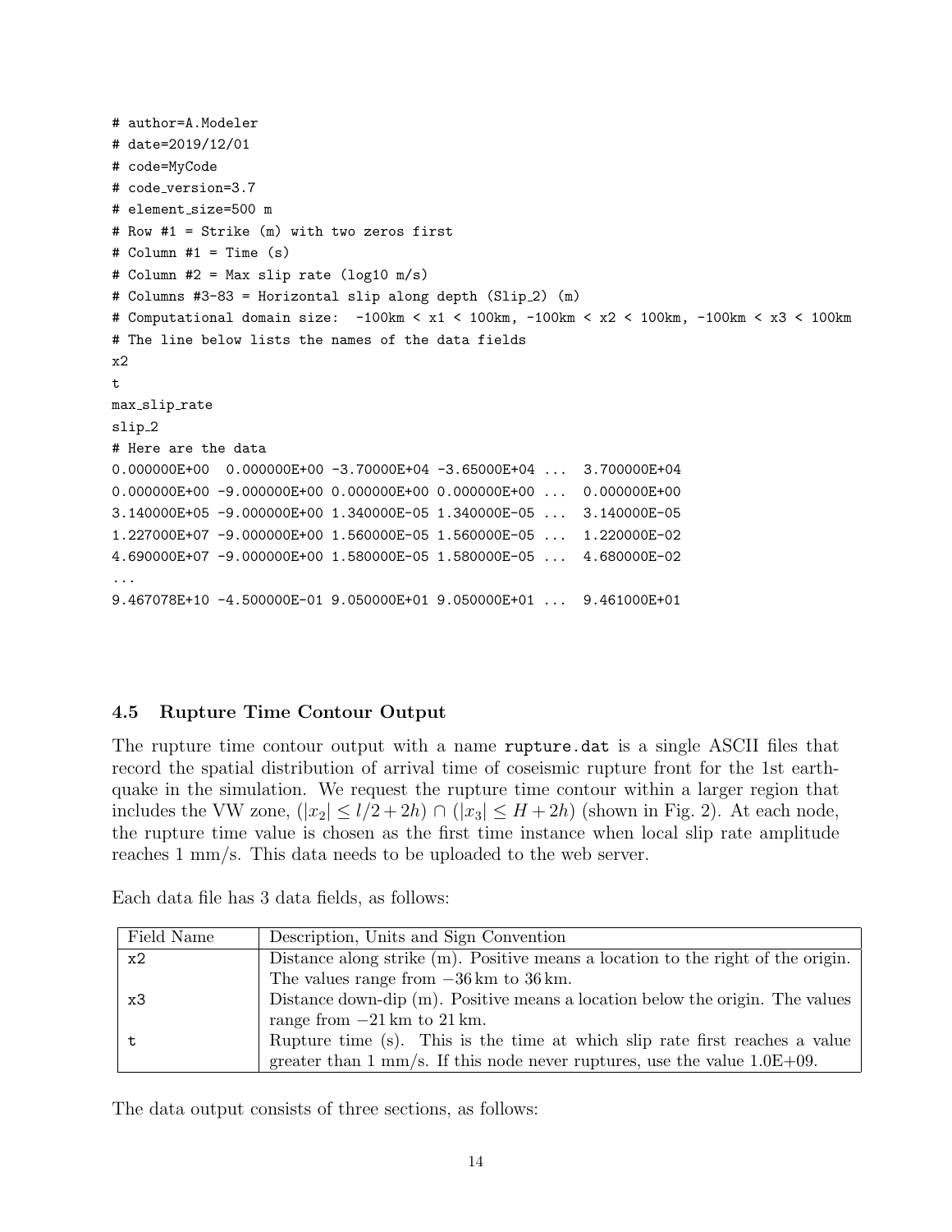```
# author=A.Modeler
# date=2019/12/01
# code=MyCode
# code_version=3.7
# element_size=500 m
# Row #1 = Strike (m) with two zeros first
# Column #1 = Time (s)
# Column #2 = Max slip rate (log10 m/s)
# Columns #3-83 = Horizontal slip along depth (Slip_2) (m)
# Computational domain size:  -100km < x1 < 100km, -100km < x2 < 100km, -100km < x3 < 100km
# The line below lists the names of the data fields
x2
t
max_slip_rate
slip_2
# Here are the data
0.000000E+00  0.000000E+00 -3.70000E+04 -3.65000E+04 ...  3.700000E+04
0.000000E+00 -9.000000E+00 0.000000E+00 0.000000E+00 ...  0.000000E+00
3.140000E+05 -9.000000E+00 1.340000E-05 1.340000E-05 ...  3.140000E-05
1.227000E+07 -9.000000E+00 1.560000E-05 1.560000E-05 ...  1.220000E-02
4.690000E+07 -9.000000E+00 1.580000E-05 1.580000E-05 ...  4.680000E-02
...
9.467078E+10 -4.500000E-01 9.050000E+01 9.050000E+01 ...  9.461000E+01
```

### 4.5 Rupture Time Contour Output

The rupture time contour output with a name **rupture.dat** is a single ASCII files that record the spatial distribution of arrival time of coseismic rupture front for the 1st earthquake in the simulation. We request the rupture time contour within a larger region that includes the VW zone, $(|x_2| \leq l/2 + 2h) \cap (|x_3| \leq H + 2h)$ (shown in Fig. 2). At each node, the rupture time value is chosen as the first time instance when local slip rate amplitude reaches 1 mm/s. This data needs to be uploaded to the web server.

Each data file has 3 data fields, as follows:

| Field Name | Description, Units and Sign Convention |
|---|---|
| x2 | Distance along strike (m). Positive means a location to the right of the origin. The values range from $-36$ km to 36 km. |
| x3 | Distance down-dip (m). Positive means a location below the origin. The values range from $-21$ km to 21 km. |
| t | Rupture time (s). This is the time at which slip rate first reaches a value greater than 1 mm/s. If this node never ruptures, use the value 1.0E+09. |

The data output consists of three sections, as follows: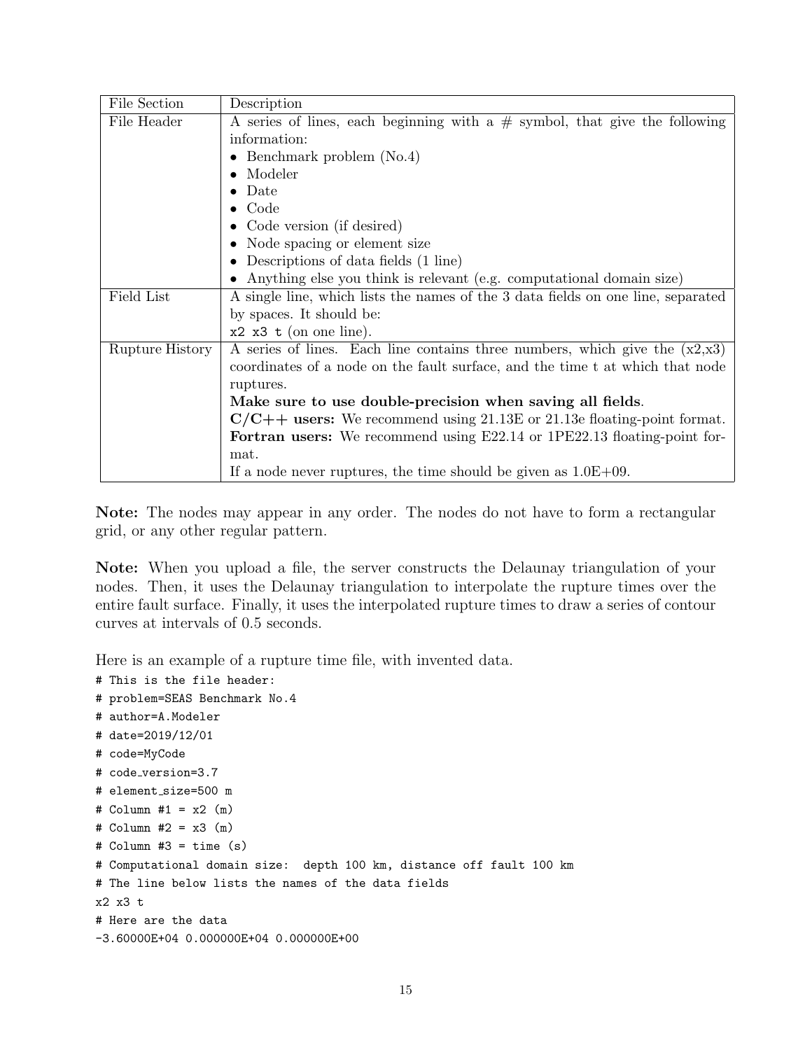| File Section | Description |
|---|---|
| File Header | A series of lines, each beginning with a # symbol, that give the following information:<br>• Benchmark problem (No.4)<br>• Modeler<br>• Date<br>• Code<br>• Code version (if desired)<br>• Node spacing or element size<br>• Descriptions of data fields (1 line)<br>• Anything else you think is relevant (e.g. computational domain size) |
| Field List | A single line, which lists the names of the 3 data fields on one line, separated by spaces. It should be:<br>`x2 x3 t` (on one line). |
| Rupture History | A series of lines. Each line contains three numbers, which give the (x2,x3) coordinates of a node on the fault surface, and the time t at which that node ruptures.<br>**Make sure to use double-precision when saving all fields**.<br>**C/C++ users:** We recommend using 21.13E or 21.13e floating-point format.<br>**Fortran users:** We recommend using E22.14 or 1PE22.13 floating-point format.<br>If a node never ruptures, the time should be given as 1.0E+09. |

**Note:** The nodes may appear in any order. The nodes do not have to form a rectangular grid, or any other regular pattern.

**Note:** When you upload a file, the server constructs the Delaunay triangulation of your nodes. Then, it uses the Delaunay triangulation to interpolate the rupture times over the entire fault surface. Finally, it uses the interpolated rupture times to draw a series of contour curves at intervals of 0.5 seconds.

Here is an example of a rupture time file, with invented data.

```
# This is the file header:
# problem=SEAS Benchmark No.4
# author=A.Modeler
# date=2019/12/01
# code=MyCode
# code_version=3.7
# element_size=500 m
# Column #1 = x2 (m)
# Column #2 = x3 (m)
# Column #3 = time (s)
# Computational domain size:  depth 100 km, distance off fault 100 km
# The line below lists the names of the data fields
x2 x3 t
# Here are the data
-3.60000E+04 0.000000E+04 0.000000E+00
```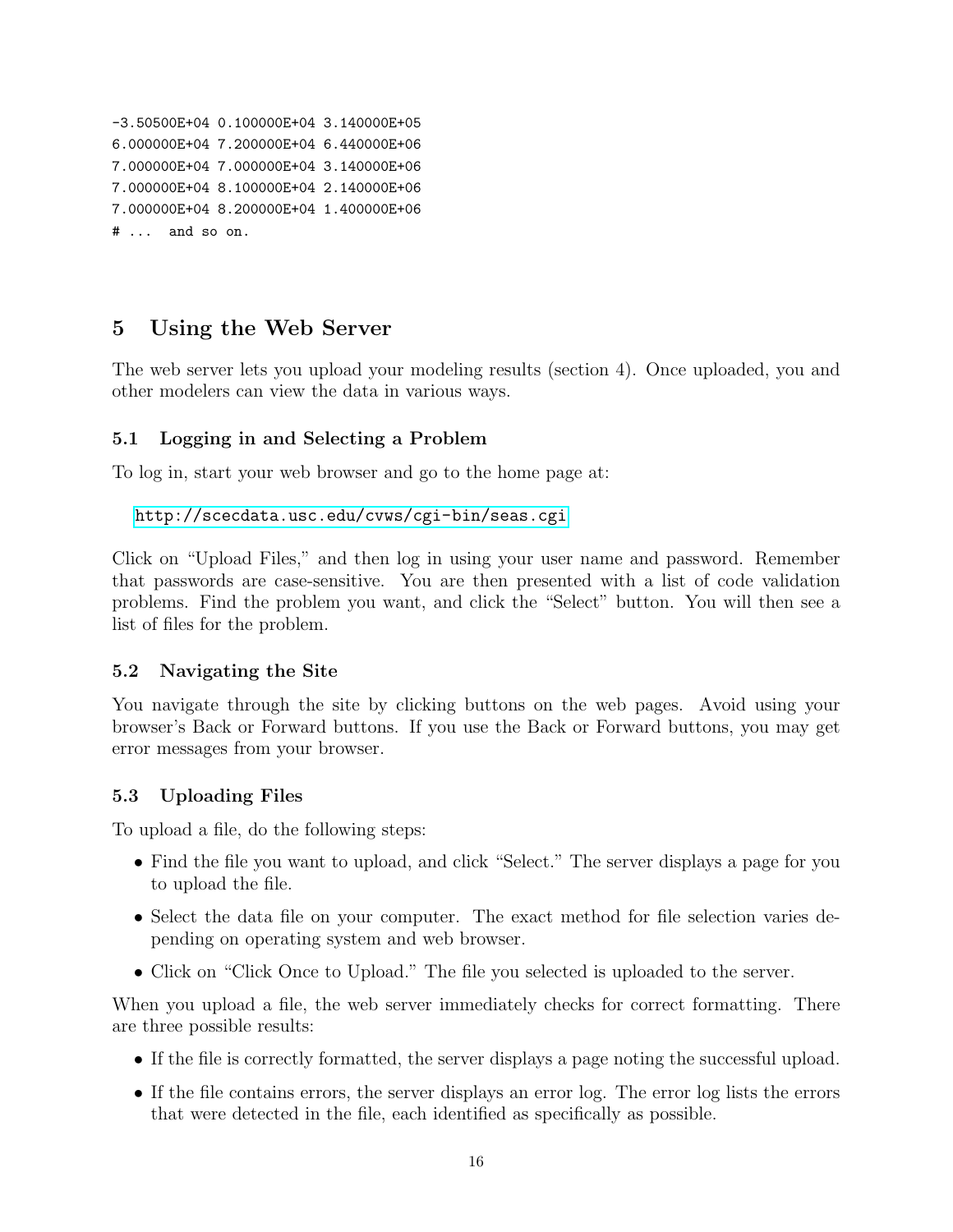```
-3.50500E+04 0.100000E+04 3.140000E+05
6.000000E+04 7.200000E+04 6.440000E+06
7.000000E+04 7.000000E+04 3.140000E+06
7.000000E+04 8.100000E+04 2.140000E+06
7.000000E+04 8.200000E+04 1.400000E+06
# ...  and so on.
```

## 5 Using the Web Server

The web server lets you upload your modeling results (section 4). Once uploaded, you and other modelers can view the data in various ways.

### 5.1 Logging in and Selecting a Problem

To log in, start your web browser and go to the home page at:

http://scecdata.usc.edu/cvws/cgi-bin/seas.cgi

Click on "Upload Files," and then log in using your user name and password. Remember that passwords are case-sensitive. You are then presented with a list of code validation problems. Find the problem you want, and click the "Select" button. You will then see a list of files for the problem.

### 5.2 Navigating the Site

You navigate through the site by clicking buttons on the web pages. Avoid using your browser's Back or Forward buttons. If you use the Back or Forward buttons, you may get error messages from your browser.

### 5.3 Uploading Files

To upload a file, do the following steps:

- Find the file you want to upload, and click "Select." The server displays a page for you to upload the file.
- Select the data file on your computer. The exact method for file selection varies depending on operating system and web browser.
- Click on "Click Once to Upload." The file you selected is uploaded to the server.

When you upload a file, the web server immediately checks for correct formatting. There are three possible results:

- If the file is correctly formatted, the server displays a page noting the successful upload.
- If the file contains errors, the server displays an error log. The error log lists the errors that were detected in the file, each identified as specifically as possible.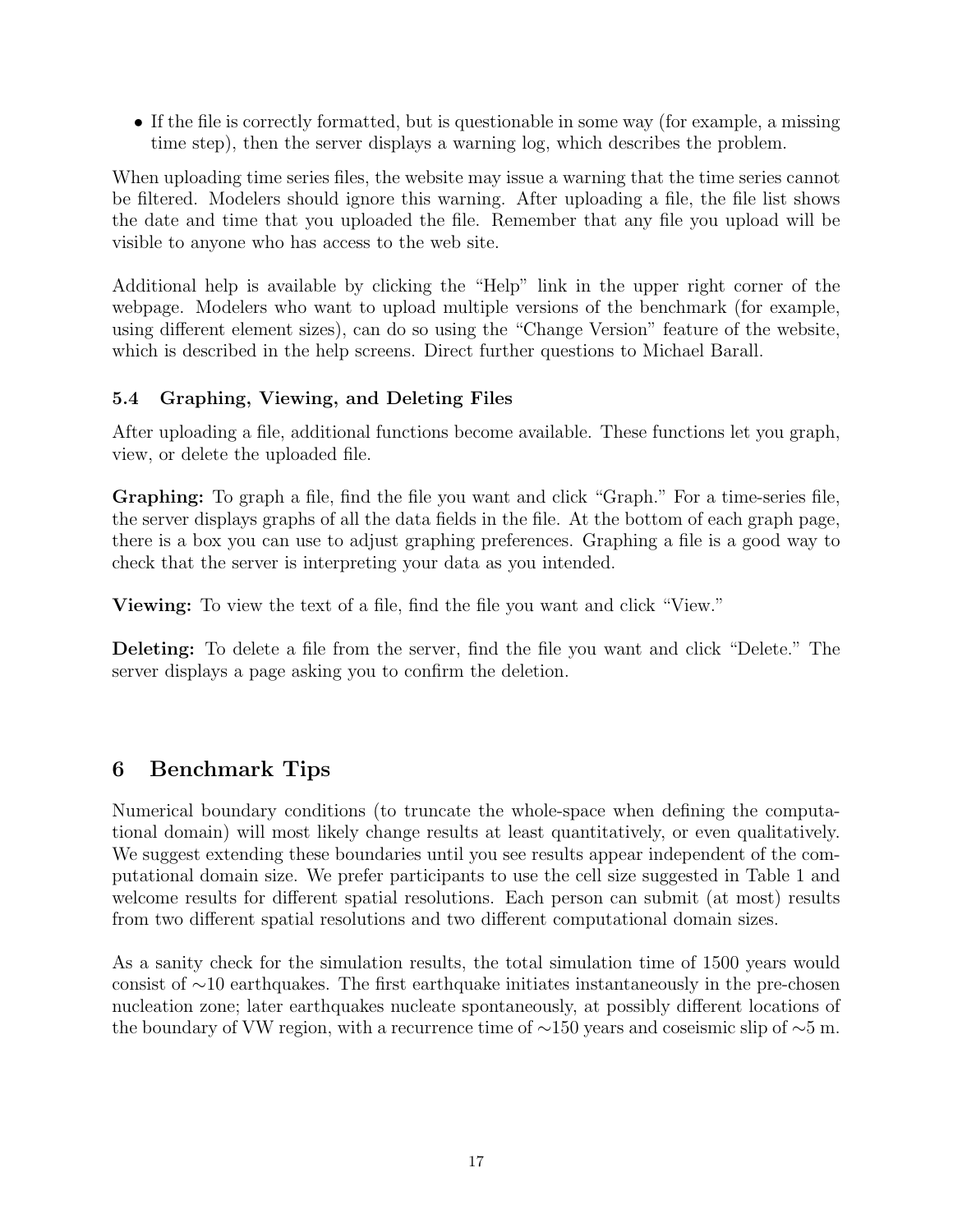- If the file is correctly formatted, but is questionable in some way (for example, a missing time step), then the server displays a warning log, which describes the problem.

When uploading time series files, the website may issue a warning that the time series cannot be filtered. Modelers should ignore this warning. After uploading a file, the file list shows the date and time that you uploaded the file. Remember that any file you upload will be visible to anyone who has access to the web site.

Additional help is available by clicking the "Help" link in the upper right corner of the webpage. Modelers who want to upload multiple versions of the benchmark (for example, using different element sizes), can do so using the "Change Version" feature of the website, which is described in the help screens. Direct further questions to Michael Barall.

### 5.4 Graphing, Viewing, and Deleting Files

After uploading a file, additional functions become available. These functions let you graph, view, or delete the uploaded file.

**Graphing:** To graph a file, find the file you want and click "Graph." For a time-series file, the server displays graphs of all the data fields in the file. At the bottom of each graph page, there is a box you can use to adjust graphing preferences. Graphing a file is a good way to check that the server is interpreting your data as you intended.

**Viewing:** To view the text of a file, find the file you want and click "View."

**Deleting:** To delete a file from the server, find the file you want and click "Delete." The server displays a page asking you to confirm the deletion.

## 6 Benchmark Tips

Numerical boundary conditions (to truncate the whole-space when defining the computational domain) will most likely change results at least quantitatively, or even qualitatively. We suggest extending these boundaries until you see results appear independent of the computational domain size. We prefer participants to use the cell size suggested in Table 1 and welcome results for different spatial resolutions. Each person can submit (at most) results from two different spatial resolutions and two different computational domain sizes.

As a sanity check for the simulation results, the total simulation time of 1500 years would consist of $\sim$10 earthquakes. The first earthquake initiates instantaneously in the pre-chosen nucleation zone; later earthquakes nucleate spontaneously, at possibly different locations of the boundary of VW region, with a recurrence time of $\sim$150 years and coseismic slip of $\sim$5 m.